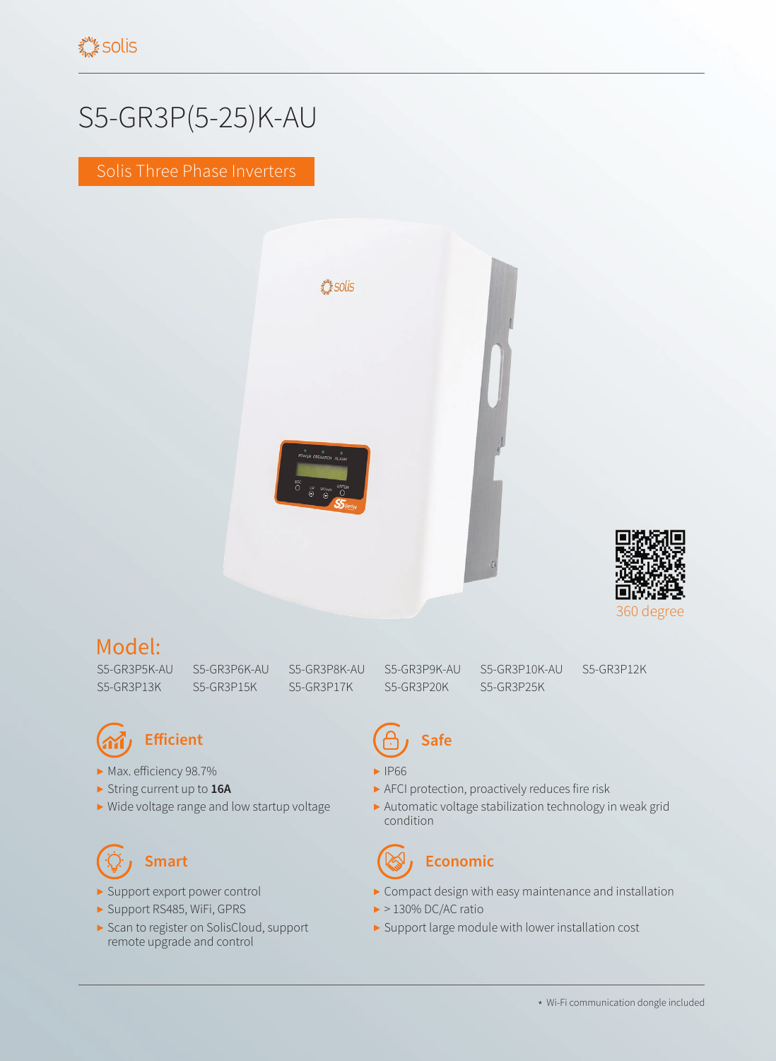# S5-GR3P(5-25)K-AU

Solis Three Phase Inverters

360 degree

## Model:

S5-GR3P5K-AU S5-GR3P6K-AU S5-GR3P8K-AU S5-GR3P9K-AU S5-GR3P10K-AU S5-GR3P12K
S5-GR3P13K S5-GR3P15K S5-GR3P17K S5-GR3P20K S5-GR3P25K

### Efficient

- Max. efficiency 98.7%
- String current up to **16A**
- Wide voltage range and low startup voltage

### Safe

- IP66
- AFCI protection, proactively reduces fire risk
- Automatic voltage stabilization technology in weak grid condition

### Smart

- Support export power control
- Support RS485, WiFi, GPRS
- Scan to register on SolisCloud, support remote upgrade and control

### Economic

- Compact design with easy maintenance and installation
- > 130% DC/AC ratio
- Support large module with lower installation cost

* Wi-Fi communication dongle included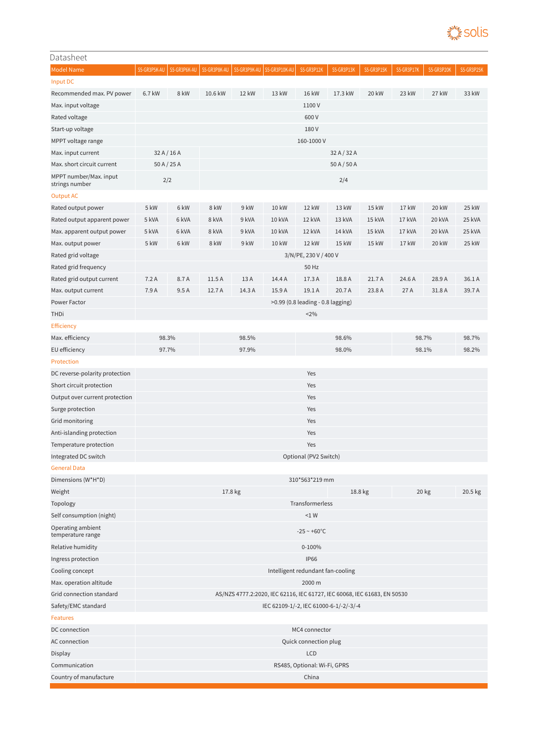Datasheet

| Model Name | S5-GR3P5K-AU | S5-GR3P6K-AU | S5-GR3P8K-AU | S5-GR3P9K-AU | S5-GR3P10K-AU | S5-GR3P12K | S5-GR3P13K | S5-GR3P15K | S5-GR3P17K | S5-GR3P20K | S5-GR3P25K |
|---|---|---|---|---|---|---|---|---|---|---|---|
| **Input DC** | | | | | | | | | | | |
| Recommended max. PV power | 6.7 kW | 8 kW | 10.6 kW | 12 kW | 13 kW | 16 kW | 17.3 kW | 20 kW | 23 kW | 27 kW | 33 kW |
| Max. input voltage | 1100 V | | | | | | | | | | |
| Rated voltage | 600 V | | | | | | | | | | |
| Start-up voltage | 180 V | | | | | | | | | | |
| MPPT voltage range | 160-1000 V | | | | | | | | | | |
| Max. input current | 32 A / 16 A | | 32 A / 32 A | | | | | | | | |
| Max. short circuit current | 50 A / 25 A | | 50 A / 50 A | | | | | | | | |
| MPPT number/Max. input strings number | 2/2 | | 2/4 | | | | | | | | |
| **Output AC** | | | | | | | | | | | |
| Rated output power | 5 kW | 6 kW | 8 kW | 9 kW | 10 kW | 12 kW | 13 kW | 15 kW | 17 kW | 20 kW | 25 kW |
| Rated output apparent power | 5 kVA | 6 kVA | 8 kVA | 9 kVA | 10 kVA | 12 kVA | 13 kVA | 15 kVA | 17 kVA | 20 kVA | 25 kVA |
| Max. apparent output power | 5 kVA | 6 kVA | 8 kVA | 9 kVA | 10 kVA | 12 kVA | 14 kVA | 15 kVA | 17 kVA | 20 kVA | 25 kVA |
| Max. output power | 5 kW | 6 kW | 8 kW | 9 kW | 10 kW | 12 kW | 15 kW | 15 kW | 17 kW | 20 kW | 25 kW |
| Rated grid voltage | 3/N/PE, 230 V / 400 V | | | | | | | | | | |
| Rated grid frequency | 50 Hz | | | | | | | | | | |
| Rated grid output current | 7.2 A | 8.7 A | 11.5 A | 13 A | 14.4 A | 17.3 A | 18.8 A | 21.7 A | 24.6 A | 28.9 A | 36.1 A |
| Max. output current | 7.9 A | 9.5 A | 12.7 A | 14.3 A | 15.9 A | 19.1 A | 20.7 A | 23.8 A | 27 A | 31.8 A | 39.7 A |
| Power Factor | >0.99 (0.8 leading - 0.8 lagging) | | | | | | | | | | |
| THDi | <2% | | | | | | | | | | |
| **Efficiency** | | | | | | | | | | | |
| Max. efficiency | 98.3% | | 98.5% | | | 98.6% | | | 98.7% | | 98.7% |
| EU efficiency | 97.7% | | 97.9% | | | 98.0% | | | 98.1% | | 98.2% |
| **Protection** | | | | | | | | | | | |
| DC reverse-polarity protection | Yes | | | | | | | | | | |
| Short circuit protection | Yes | | | | | | | | | | |
| Output over current protection | Yes | | | | | | | | | | |
| Surge protection | Yes | | | | | | | | | | |
| Grid monitoring | Yes | | | | | | | | | | |
| Anti-islanding protection | Yes | | | | | | | | | | |
| Temperature protection | Yes | | | | | | | | | | |
| Integrated DC switch | Optional (PV2 Switch) | | | | | | | | | | |
| **General Data** | | | | | | | | | | | |
| Dimensions (W*H*D) | 310*563*219 mm | | | | | | | | | | |
| Weight | 17.8 kg | | | | | | 18.8 kg | | 20 kg | | 20.5 kg |
| Topology | Transformerless | | | | | | | | | | |
| Self consumption (night) | <1 W | | | | | | | | | | |
| Operating ambient temperature range | -25 ~ +60°C | | | | | | | | | | |
| Relative humidity | 0-100% | | | | | | | | | | |
| Ingress protection | IP66 | | | | | | | | | | |
| Cooling concept | Intelligent redundant fan-cooling | | | | | | | | | | |
| Max. operation altitude | 2000 m | | | | | | | | | | |
| Grid connection standard | AS/NZS 4777.2:2020, IEC 62116, IEC 61727, IEC 60068, IEC 61683, EN 50530 | | | | | | | | | | |
| Safety/EMC standard | IEC 62109-1/-2, IEC 61000-6-1/-2/-3/-4 | | | | | | | | | | |
| **Features** | | | | | | | | | | | |
| DC connection | MC4 connector | | | | | | | | | | |
| AC connection | Quick connection plug | | | | | | | | | | |
| Display | LCD | | | | | | | | | | |
| Communication | RS485, Optional: Wi-Fi, GPRS | | | | | | | | | | |
| Country of manufacture | China | | | | | | | | | | |